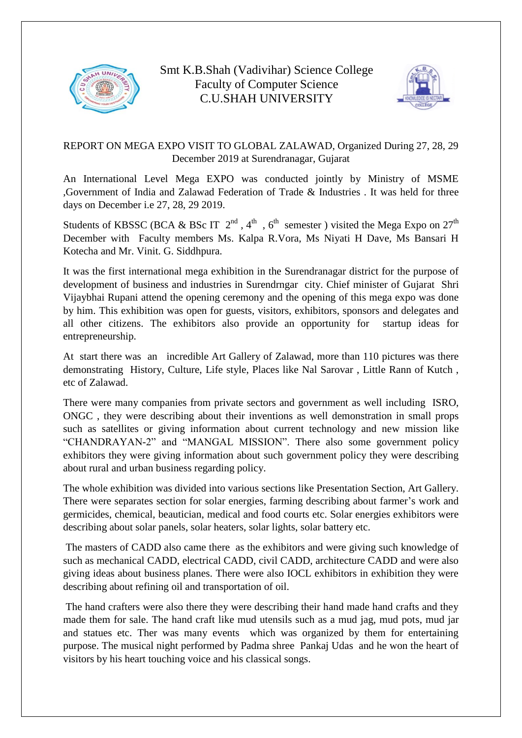# Smt K.B.Shah (Vadivihar) Science College
## Faculty of Computer Science
## C.U.SHAH UNIVERSITY

REPORT ON MEGA EXPO VISIT TO GLOBAL ZALAWAD, Organized During 27, 28, 29 December 2019 at Surendranagar, Gujarat

An International Level Mega EXPO was conducted jointly by Ministry of MSME ,Government of India and Zalawad Federation of Trade & Industries . It was held for three days on December i.e 27, 28, 29 2019.

Students of KBSSC (BCA & BSc IT 2nd , 4th , 6th semester ) visited the Mega Expo on 27th December with Faculty members Ms. Kalpa R.Vora, Ms Niyati H Dave, Ms Bansari H Kotecha and Mr. Vinit. G. Siddhpura.

It was the first international mega exhibition in the Surendranagar district for the purpose of development of business and industries in Surendrngar city. Chief minister of Gujarat Shri Vijaybhai Rupani attend the opening ceremony and the opening of this mega expo was done by him. This exhibition was open for guests, visitors, exhibitors, sponsors and delegates and all other citizens. The exhibitors also provide an opportunity for startup ideas for entrepreneurship.

At start there was an incredible Art Gallery of Zalawad, more than 110 pictures was there demonstrating History, Culture, Life style, Places like Nal Sarovar , Little Rann of Kutch , etc of Zalawad.

There were many companies from private sectors and government as well including ISRO, ONGC , they were describing about their inventions as well demonstration in small props such as satellites or giving information about current technology and new mission like "CHANDRAYAN-2" and "MANGAL MISSION". There also some government policy exhibitors they were giving information about such government policy they were describing about rural and urban business regarding policy.

The whole exhibition was divided into various sections like Presentation Section, Art Gallery. There were separates section for solar energies, farming describing about farmer's work and germicides, chemical, beautician, medical and food courts etc. Solar energies exhibitors were describing about solar panels, solar heaters, solar lights, solar battery etc.

The masters of CADD also came there as the exhibitors and were giving such knowledge of such as mechanical CADD, electrical CADD, civil CADD, architecture CADD and were also giving ideas about business planes. There were also IOCL exhibitors in exhibition they were describing about refining oil and transportation of oil.

The hand crafters were also there they were describing their hand made hand crafts and they made them for sale. The hand craft like mud utensils such as a mud jag, mud pots, mud jar and statues etc. Ther was many events which was organized by them for entertaining purpose. The musical night performed by Padma shree Pankaj Udas and he won the heart of visitors by his heart touching voice and his classical songs.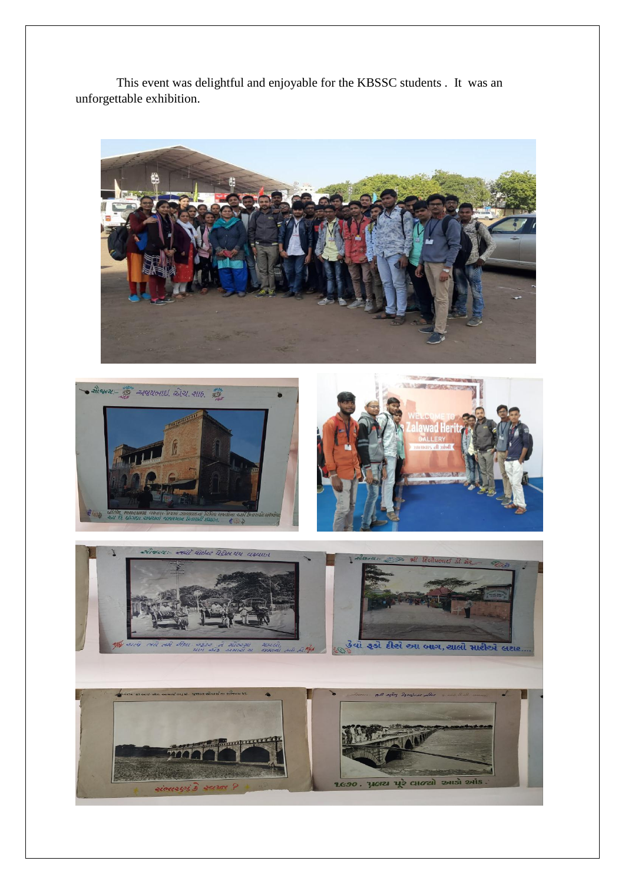This event was delightful and enjoyable for the KBSSC students . It was an unforgettable exhibition.